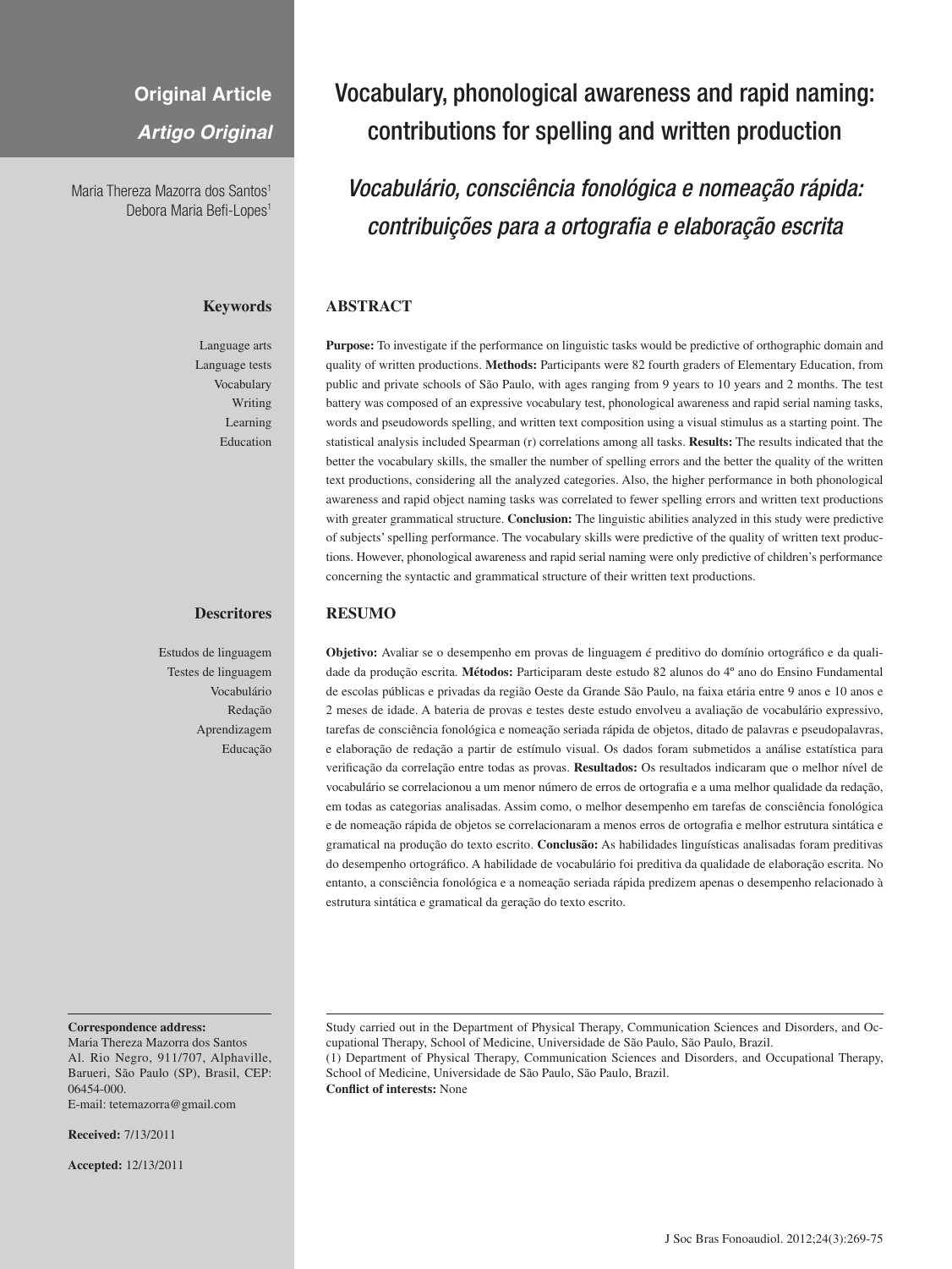**Original Article**

***Artigo Original***

Maria Thereza Mazorra dos Santos[1]
Debora Maria Befi-Lopes[1]

# Vocabulary, phonological awareness and rapid naming: contributions for spelling and written production

# *Vocabulário, consciência fonológica e nomeação rápida: contribuições para a ortografia e elaboração escrita*

### Keywords

Language arts
Language tests
Vocabulary
Writing
Learning
Education

## ABSTRACT

**Purpose:** To investigate if the performance on linguistic tasks would be predictive of orthographic domain and quality of written productions. **Methods:** Participants were 82 fourth graders of Elementary Education, from public and private schools of São Paulo, with ages ranging from 9 years to 10 years and 2 months. The test battery was composed of an expressive vocabulary test, phonological awareness and rapid serial naming tasks, words and pseudowords spelling, and written text composition using a visual stimulus as a starting point. The statistical analysis included Spearman (r) correlations among all tasks. **Results:** The results indicated that the better the vocabulary skills, the smaller the number of spelling errors and the better the quality of the written text productions, considering all the analyzed categories. Also, the higher performance in both phonological awareness and rapid object naming tasks was correlated to fewer spelling errors and written text productions with greater grammatical structure. **Conclusion:** The linguistic abilities analyzed in this study were predictive of subjects' spelling performance. The vocabulary skills were predictive of the quality of written text productions. However, phonological awareness and rapid serial naming were only predictive of children's performance concerning the syntactic and grammatical structure of their written text productions.

### Descritores

Estudos de linguagem
Testes de linguagem
Vocabulário
Redação
Aprendizagem
Educação

## RESUMO

**Objetivo:** Avaliar se o desempenho em provas de linguagem é preditivo do domínio ortográfico e da qualidade da produção escrita. **Métodos:** Participaram deste estudo 82 alunos do 4º ano do Ensino Fundamental de escolas públicas e privadas da região Oeste da Grande São Paulo, na faixa etária entre 9 anos e 10 anos e 2 meses de idade. A bateria de provas e testes deste estudo envolveu a avaliação de vocabulário expressivo, tarefas de consciência fonológica e nomeação seriada rápida de objetos, ditado de palavras e pseudopalavras, e elaboração de redação a partir de estímulo visual. Os dados foram submetidos a análise estatística para verificação da correlação entre todas as provas. **Resultados:** Os resultados indicaram que o melhor nível de vocabulário se correlacionou a um menor número de erros de ortografia e a uma melhor qualidade da redação, em todas as categorias analisadas. Assim como, o melhor desempenho em tarefas de consciência fonológica e de nomeação rápida de objetos se correlacionaram a menos erros de ortografia e melhor estrutura sintática e gramatical na produção do texto escrito. **Conclusão:** As habilidades linguísticas analisadas foram preditivas do desempenho ortográfico. A habilidade de vocabulário foi preditiva da qualidade de elaboração escrita. No entanto, a consciência fonológica e a nomeação seriada rápida predizem apenas o desempenho relacionado à estrutura sintática e gramatical da geração do texto escrito.

**Correspondence address:**
Maria Thereza Mazorra dos Santos
Al. Rio Negro, 911/707, Alphaville, Barueri, São Paulo (SP), Brasil, CEP: 06454-000.
E-mail: tetemazorra@gmail.com

**Received:** 7/13/2011

**Accepted:** 12/13/2011

Study carried out in the Department of Physical Therapy, Communication Sciences and Disorders, and Occupational Therapy, School of Medicine, Universidade de São Paulo, São Paulo, Brazil.
(1) Department of Physical Therapy, Communication Sciences and Disorders, and Occupational Therapy, School of Medicine, Universidade de São Paulo, São Paulo, Brazil.
**Conflict of interests:** None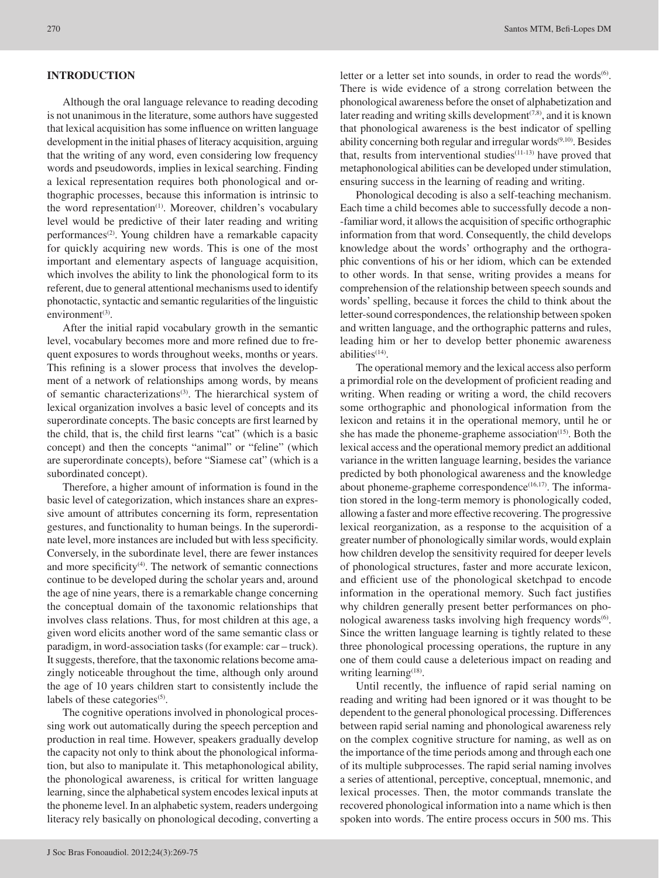## INTRODUCTION

Although the oral language relevance to reading decoding is not unanimous in the literature, some authors have suggested that lexical acquisition has some influence on written language development in the initial phases of literacy acquisition, arguing that the writing of any word, even considering low frequency words and pseudowords, implies in lexical searching. Finding a lexical representation requires both phonological and orthographic processes, because this information is intrinsic to the word representation[1]. Moreover, children's vocabulary level would be predictive of their later reading and writing performances[2]. Young children have a remarkable capacity for quickly acquiring new words. This is one of the most important and elementary aspects of language acquisition, which involves the ability to link the phonological form to its referent, due to general attentional mechanisms used to identify phonotactic, syntactic and semantic regularities of the linguistic environment[3].

After the initial rapid vocabulary growth in the semantic level, vocabulary becomes more and more refined due to frequent exposures to words throughout weeks, months or years. This refining is a slower process that involves the development of a network of relationships among words, by means of semantic characterizations[3]. The hierarchical system of lexical organization involves a basic level of concepts and its superordinate concepts. The basic concepts are first learned by the child, that is, the child first learns "cat" (which is a basic concept) and then the concepts "animal" or "feline" (which are superordinate concepts), before "Siamese cat" (which is a subordinated concept).

Therefore, a higher amount of information is found in the basic level of categorization, which instances share an expressive amount of attributes concerning its form, representation gestures, and functionality to human beings. In the superordinate level, more instances are included but with less specificity. Conversely, in the subordinate level, there are fewer instances and more specificity[4]. The network of semantic connections continue to be developed during the scholar years and, around the age of nine years, there is a remarkable change concerning the conceptual domain of the taxonomic relationships that involves class relations. Thus, for most children at this age, a given word elicits another word of the same semantic class or paradigm, in word-association tasks (for example: car – truck). It suggests, therefore, that the taxonomic relations become amazingly noticeable throughout the time, although only around the age of 10 years children start to consistently include the labels of these categories[5].

The cognitive operations involved in phonological processing work out automatically during the speech perception and production in real time. However, speakers gradually develop the capacity not only to think about the phonological information, but also to manipulate it. This metaphonological ability, the phonological awareness, is critical for written language learning, since the alphabetical system encodes lexical inputs at the phoneme level. In an alphabetic system, readers undergoing literacy rely basically on phonological decoding, converting a letter or a letter set into sounds, in order to read the words[6]. There is wide evidence of a strong correlation between the phonological awareness before the onset of alphabetization and later reading and writing skills development[7,8], and it is known that phonological awareness is the best indicator of spelling ability concerning both regular and irregular words[9,10]. Besides that, results from interventional studies[11-13] have proved that metaphonological abilities can be developed under stimulation, ensuring success in the learning of reading and writing.

Phonological decoding is also a self-teaching mechanism. Each time a child becomes able to successfully decode a non-familiar word, it allows the acquisition of specific orthographic information from that word. Consequently, the child develops knowledge about the words' orthography and the orthographic conventions of his or her idiom, which can be extended to other words. In that sense, writing provides a means for comprehension of the relationship between speech sounds and words' spelling, because it forces the child to think about the letter-sound correspondences, the relationship between spoken and written language, and the orthographic patterns and rules, leading him or her to develop better phonemic awareness abilities[14].

The operational memory and the lexical access also perform a primordial role on the development of proficient reading and writing. When reading or writing a word, the child recovers some orthographic and phonological information from the lexicon and retains it in the operational memory, until he or she has made the phoneme-grapheme association[15]. Both the lexical access and the operational memory predict an additional variance in the written language learning, besides the variance predicted by both phonological awareness and the knowledge about phoneme-grapheme correspondence[16,17]. The information stored in the long-term memory is phonologically coded, allowing a faster and more effective recovering. The progressive lexical reorganization, as a response to the acquisition of a greater number of phonologically similar words, would explain how children develop the sensitivity required for deeper levels of phonological structures, faster and more accurate lexicon, and efficient use of the phonological sketchpad to encode information in the operational memory. Such fact justifies why children generally present better performances on phonological awareness tasks involving high frequency words[6]. Since the written language learning is tightly related to these three phonological processing operations, the rupture in any one of them could cause a deleterious impact on reading and writing learning[18].

Until recently, the influence of rapid serial naming on reading and writing had been ignored or it was thought to be dependent to the general phonological processing. Differences between rapid serial naming and phonological awareness rely on the complex cognitive structure for naming, as well as on the importance of the time periods among and through each one of its multiple subprocesses. The rapid serial naming involves a series of attentional, perceptive, conceptual, mnemonic, and lexical processes. Then, the motor commands translate the recovered phonological information into a name which is then spoken into words. The entire process occurs in 500 ms. This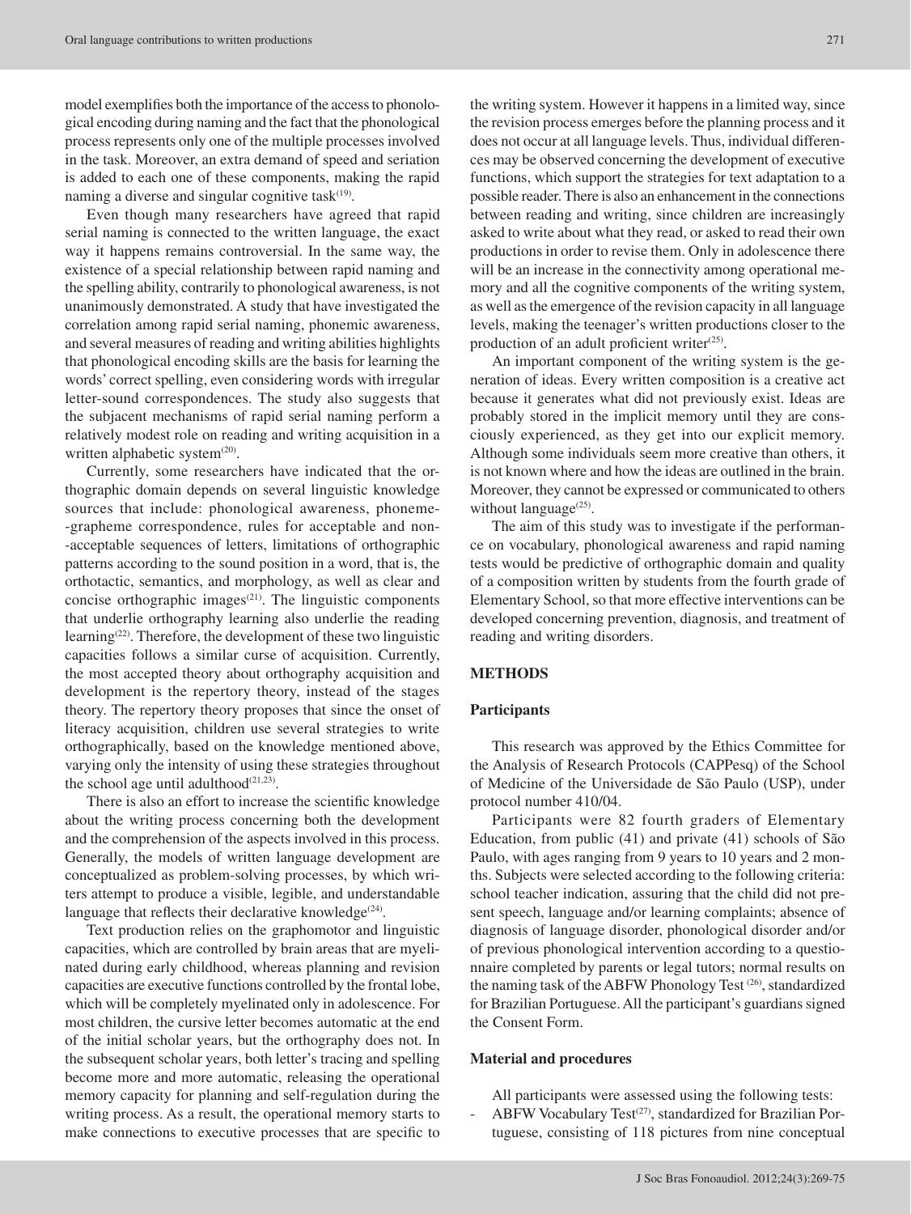model exemplifies both the importance of the access to phonological encoding during naming and the fact that the phonological process represents only one of the multiple processes involved in the task. Moreover, an extra demand of speed and seriation is added to each one of these components, making the rapid naming a diverse and singular cognitive task[19].

Even though many researchers have agreed that rapid serial naming is connected to the written language, the exact way it happens remains controversial. In the same way, the existence of a special relationship between rapid naming and the spelling ability, contrarily to phonological awareness, is not unanimously demonstrated. A study that have investigated the correlation among rapid serial naming, phonemic awareness, and several measures of reading and writing abilities highlights that phonological encoding skills are the basis for learning the words' correct spelling, even considering words with irregular letter-sound correspondences. The study also suggests that the subjacent mechanisms of rapid serial naming perform a relatively modest role on reading and writing acquisition in a written alphabetic system[20].

Currently, some researchers have indicated that the orthographic domain depends on several linguistic knowledge sources that include: phonological awareness, phoneme-grapheme correspondence, rules for acceptable and non-acceptable sequences of letters, limitations of orthographic patterns according to the sound position in a word, that is, the orthotactic, semantics, and morphology, as well as clear and concise orthographic images[21]. The linguistic components that underlie orthography learning also underlie the reading learning[22]. Therefore, the development of these two linguistic capacities follows a similar curse of acquisition. Currently, the most accepted theory about orthography acquisition and development is the repertory theory, instead of the stages theory. The repertory theory proposes that since the onset of literacy acquisition, children use several strategies to write orthographically, based on the knowledge mentioned above, varying only the intensity of using these strategies throughout the school age until adulthood[21,23].

There is also an effort to increase the scientific knowledge about the writing process concerning both the development and the comprehension of the aspects involved in this process. Generally, the models of written language development are conceptualized as problem-solving processes, by which writers attempt to produce a visible, legible, and understandable language that reflects their declarative knowledge[24].

Text production relies on the graphomotor and linguistic capacities, which are controlled by brain areas that are myelinated during early childhood, whereas planning and revision capacities are executive functions controlled by the frontal lobe, which will be completely myelinated only in adolescence. For most children, the cursive letter becomes automatic at the end of the initial scholar years, but the orthography does not. In the subsequent scholar years, both letter's tracing and spelling become more and more automatic, releasing the operational memory capacity for planning and self-regulation during the writing process. As a result, the operational memory starts to make connections to executive processes that are specific to the writing system. However it happens in a limited way, since the revision process emerges before the planning process and it does not occur at all language levels. Thus, individual differences may be observed concerning the development of executive functions, which support the strategies for text adaptation to a possible reader. There is also an enhancement in the connections between reading and writing, since children are increasingly asked to write about what they read, or asked to read their own productions in order to revise them. Only in adolescence there will be an increase in the connectivity among operational memory and all the cognitive components of the writing system, as well as the emergence of the revision capacity in all language levels, making the teenager's written productions closer to the production of an adult proficient writer[25].

An important component of the writing system is the generation of ideas. Every written composition is a creative act because it generates what did not previously exist. Ideas are probably stored in the implicit memory until they are consciously experienced, as they get into our explicit memory. Although some individuals seem more creative than others, it is not known where and how the ideas are outlined in the brain. Moreover, they cannot be expressed or communicated to others without language[25].

The aim of this study was to investigate if the performance on vocabulary, phonological awareness and rapid naming tests would be predictive of orthographic domain and quality of a composition written by students from the fourth grade of Elementary School, so that more effective interventions can be developed concerning prevention, diagnosis, and treatment of reading and writing disorders.

## METHODS

### Participants

This research was approved by the Ethics Committee for the Analysis of Research Protocols (CAPPesq) of the School of Medicine of the Universidade de São Paulo (USP), under protocol number 410/04.

Participants were 82 fourth graders of Elementary Education, from public (41) and private (41) schools of São Paulo, with ages ranging from 9 years to 10 years and 2 months. Subjects were selected according to the following criteria: school teacher indication, assuring that the child did not present speech, language and/or learning complaints; absence of diagnosis of language disorder, phonological disorder and/or of previous phonological intervention according to a questionnaire completed by parents or legal tutors; normal results on the naming task of the ABFW Phonology Test [26], standardized for Brazilian Portuguese. All the participant's guardians signed the Consent Form.

### Material and procedures

All participants were assessed using the following tests:

- ABFW Vocabulary Test[27], standardized for Brazilian Portuguese, consisting of 118 pictures from nine conceptual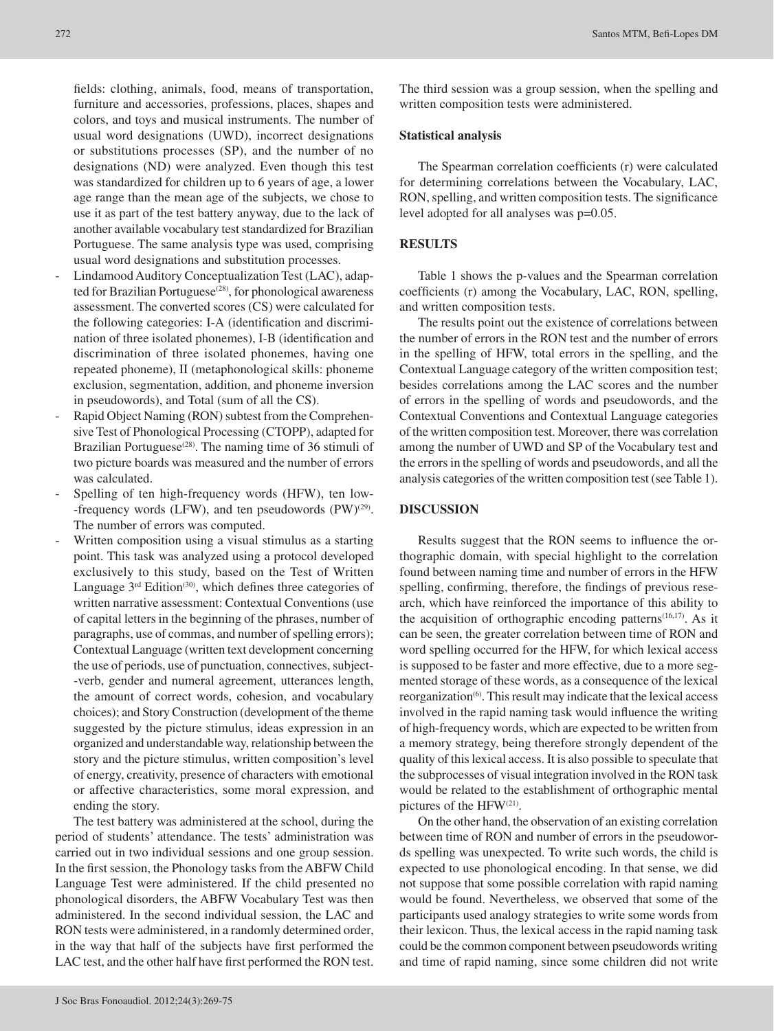fields: clothing, animals, food, means of transportation, furniture and accessories, professions, places, shapes and colors, and toys and musical instruments. The number of usual word designations (UWD), incorrect designations or substitutions processes (SP), and the number of no designations (ND) were analyzed. Even though this test was standardized for children up to 6 years of age, a lower age range than the mean age of the subjects, we chose to use it as part of the test battery anyway, due to the lack of another available vocabulary test standardized for Brazilian Portuguese. The same analysis type was used, comprising usual word designations and substitution processes.

- Lindamood Auditory Conceptualization Test (LAC), adapted for Brazilian Portuguese[28], for phonological awareness assessment. The converted scores (CS) were calculated for the following categories: I-A (identification and discrimination of three isolated phonemes), I-B (identification and discrimination of three isolated phonemes, having one repeated phoneme), II (metaphonological skills: phoneme exclusion, segmentation, addition, and phoneme inversion in pseudowords), and Total (sum of all the CS).
- Rapid Object Naming (RON) subtest from the Comprehensive Test of Phonological Processing (CTOPP), adapted for Brazilian Portuguese[28]. The naming time of 36 stimuli of two picture boards was measured and the number of errors was calculated.
- Spelling of ten high-frequency words (HFW), ten low-frequency words (LFW), and ten pseudowords (PW)[29]. The number of errors was computed.
- Written composition using a visual stimulus as a starting point. This task was analyzed using a protocol developed exclusively to this study, based on the Test of Written Language 3rd Edition[30], which defines three categories of written narrative assessment: Contextual Conventions (use of capital letters in the beginning of the phrases, number of paragraphs, use of commas, and number of spelling errors); Contextual Language (written text development concerning the use of periods, use of punctuation, connectives, subject-verb, gender and numeral agreement, utterances length, the amount of correct words, cohesion, and vocabulary choices); and Story Construction (development of the theme suggested by the picture stimulus, ideas expression in an organized and understandable way, relationship between the story and the picture stimulus, written composition's level of energy, creativity, presence of characters with emotional or affective characteristics, some moral expression, and ending the story.

The test battery was administered at the school, during the period of students' attendance. The tests' administration was carried out in two individual sessions and one group session. In the first session, the Phonology tasks from the ABFW Child Language Test were administered. If the child presented no phonological disorders, the ABFW Vocabulary Test was then administered. In the second individual session, the LAC and RON tests were administered, in a randomly determined order, in the way that half of the subjects have first performed the LAC test, and the other half have first performed the RON test. The third session was a group session, when the spelling and written composition tests were administered.

### Statistical analysis

The Spearman correlation coefficients (r) were calculated for determining correlations between the Vocabulary, LAC, RON, spelling, and written composition tests. The significance level adopted for all analyses was $p=0.05$.

## RESULTS

Table 1 shows the p-values and the Spearman correlation coefficients (r) among the Vocabulary, LAC, RON, spelling, and written composition tests.

The results point out the existence of correlations between the number of errors in the RON test and the number of errors in the spelling of HFW, total errors in the spelling, and the Contextual Language category of the written composition test; besides correlations among the LAC scores and the number of errors in the spelling of words and pseudowords, and the Contextual Conventions and Contextual Language categories of the written composition test. Moreover, there was correlation among the number of UWD and SP of the Vocabulary test and the errors in the spelling of words and pseudowords, and all the analysis categories of the written composition test (see Table 1).

## DISCUSSION

Results suggest that the RON seems to influence the orthographic domain, with special highlight to the correlation found between naming time and number of errors in the HFW spelling, confirming, therefore, the findings of previous research, which have reinforced the importance of this ability to the acquisition of orthographic encoding patterns[16,17]. As it can be seen, the greater correlation between time of RON and word spelling occurred for the HFW, for which lexical access is supposed to be faster and more effective, due to a more segmented storage of these words, as a consequence of the lexical reorganization[6]. This result may indicate that the lexical access involved in the rapid naming task would influence the writing of high-frequency words, which are expected to be written from a memory strategy, being therefore strongly dependent of the quality of this lexical access. It is also possible to speculate that the subprocesses of visual integration involved in the RON task would be related to the establishment of orthographic mental pictures of the HFW[21].

On the other hand, the observation of an existing correlation between time of RON and number of errors in the pseudowords spelling was unexpected. To write such words, the child is expected to use phonological encoding. In that sense, we did not suppose that some possible correlation with rapid naming would be found. Nevertheless, we observed that some of the participants used analogy strategies to write some words from their lexicon. Thus, the lexical access in the rapid naming task could be the common component between pseudowords writing and time of rapid naming, since some children did not write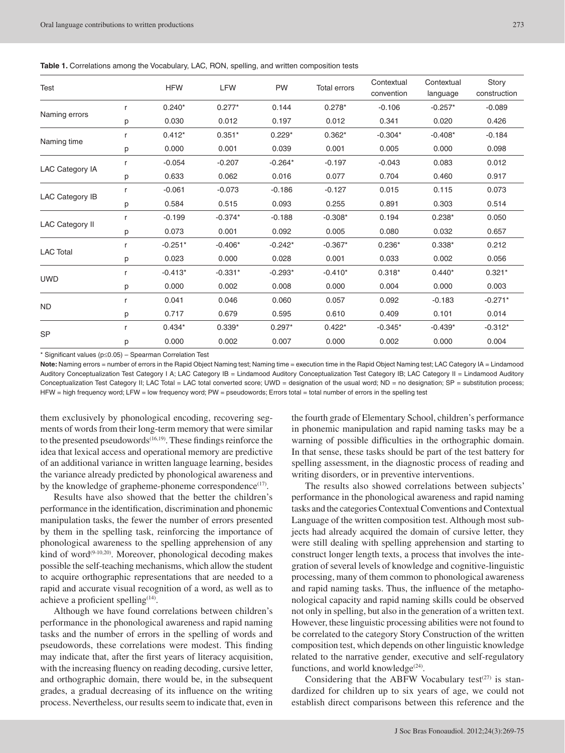**Table 1.** Correlations among the Vocabulary, LAC, RON, spelling, and written composition tests

| Test | | HFW | LFW | PW | Total errors | Contextual convention | Contextual language | Story construction |
|---|---|---|---|---|---|---|---|---|
| Naming errors | r | 0.240* | 0.277* | 0.144 | 0.278* | -0.106 | -0.257* | -0.089 |
| | p | 0.030 | 0.012 | 0.197 | 0.012 | 0.341 | 0.020 | 0.426 |
| Naming time | r | 0.412* | 0.351* | 0.229* | 0.362* | -0.304* | -0.408* | -0.184 |
| | p | 0.000 | 0.001 | 0.039 | 0.001 | 0.005 | 0.000 | 0.098 |
| LAC Category IA | r | -0.054 | -0.207 | -0.264* | -0.197 | -0.043 | 0.083 | 0.012 |
| | p | 0.633 | 0.062 | 0.016 | 0.077 | 0.704 | 0.460 | 0.917 |
| LAC Category IB | r | -0.061 | -0.073 | -0.186 | -0.127 | 0.015 | 0.115 | 0.073 |
| | p | 0.584 | 0.515 | 0.093 | 0.255 | 0.891 | 0.303 | 0.514 |
| LAC Category II | r | -0.199 | -0.374* | -0.188 | -0.308* | 0.194 | 0.238* | 0.050 |
| | p | 0.073 | 0.001 | 0.092 | 0.005 | 0.080 | 0.032 | 0.657 |
| LAC Total | r | -0.251* | -0.406* | -0.242* | -0.367* | 0.236* | 0.338* | 0.212 |
| | p | 0.023 | 0.000 | 0.028 | 0.001 | 0.033 | 0.002 | 0.056 |
| UWD | r | -0.413* | -0.331* | -0.293* | -0.410* | 0.318* | 0.440* | 0.321* |
| | p | 0.000 | 0.002 | 0.008 | 0.000 | 0.004 | 0.000 | 0.003 |
| ND | r | 0.041 | 0.046 | 0.060 | 0.057 | 0.092 | -0.183 | -0.271* |
| | p | 0.717 | 0.679 | 0.595 | 0.610 | 0.409 | 0.101 | 0.014 |
| SP | r | 0.434* | 0.339* | 0.297* | 0.422* | -0.345* | -0.439* | -0.312* |
| | p | 0.000 | 0.002 | 0.007 | 0.000 | 0.002 | 0.000 | 0.004 |

* Significant values ($p \leq 0.05$) – Spearman Correlation Test

**Note:** Naming errors = number of errors in the Rapid Object Naming test; Naming time = execution time in the Rapid Object Naming test; LAC Category IA = Lindamood Auditory Conceptualization Test Category I A; LAC Category IB = Lindamood Auditory Conceptualization Test Category IB; LAC Category II = Lindamood Auditory Conceptualization Test Category II; LAC Total = LAC total converted score; UWD = designation of the usual word; ND = no designation; SP = substitution process; HFW = high frequency word; LFW = low frequency word; PW = pseudowords; Errors total = total number of errors in the spelling test

them exclusively by phonological encoding, recovering segments of words from their long-term memory that were similar to the presented pseudowords[16,19]. These findings reinforce the idea that lexical access and operational memory are predictive of an additional variance in written language learning, besides the variance already predicted by phonological awareness and by the knowledge of grapheme-phoneme correspondence[17].

Results have also showed that the better the children's performance in the identification, discrimination and phonemic manipulation tasks, the fewer the number of errors presented by them in the spelling task, reinforcing the importance of phonological awareness to the spelling apprehension of any kind of word[9-10,20]. Moreover, phonological decoding makes possible the self-teaching mechanisms, which allow the student to acquire orthographic representations that are needed to a rapid and accurate visual recognition of a word, as well as to achieve a proficient spelling[14].

Although we have found correlations between children's performance in the phonological awareness and rapid naming tasks and the number of errors in the spelling of words and pseudowords, these correlations were modest. This finding may indicate that, after the first years of literacy acquisition, with the increasing fluency on reading decoding, cursive letter, and orthographic domain, there would be, in the subsequent grades, a gradual decreasing of its influence on the writing process. Nevertheless, our results seem to indicate that, even in the fourth grade of Elementary School, children's performance in phonemic manipulation and rapid naming tasks may be a warning of possible difficulties in the orthographic domain. In that sense, these tasks should be part of the test battery for spelling assessment, in the diagnostic process of reading and writing disorders, or in preventive interventions.

The results also showed correlations between subjects' performance in the phonological awareness and rapid naming tasks and the categories Contextual Conventions and Contextual Language of the written composition test. Although most subjects had already acquired the domain of cursive letter, they were still dealing with spelling apprehension and starting to construct longer length texts, a process that involves the integration of several levels of knowledge and cognitive-linguistic processing, many of them common to phonological awareness and rapid naming tasks. Thus, the influence of the metaphonological capacity and rapid naming skills could be observed not only in spelling, but also in the generation of a written text. However, these linguistic processing abilities were not found to be correlated to the category Story Construction of the written composition test, which depends on other linguistic knowledge related to the narrative gender, executive and self-regulatory functions, and world knowledge[24].

Considering that the ABFW Vocabulary test[27] is standardized for children up to six years of age, we could not establish direct comparisons between this reference and the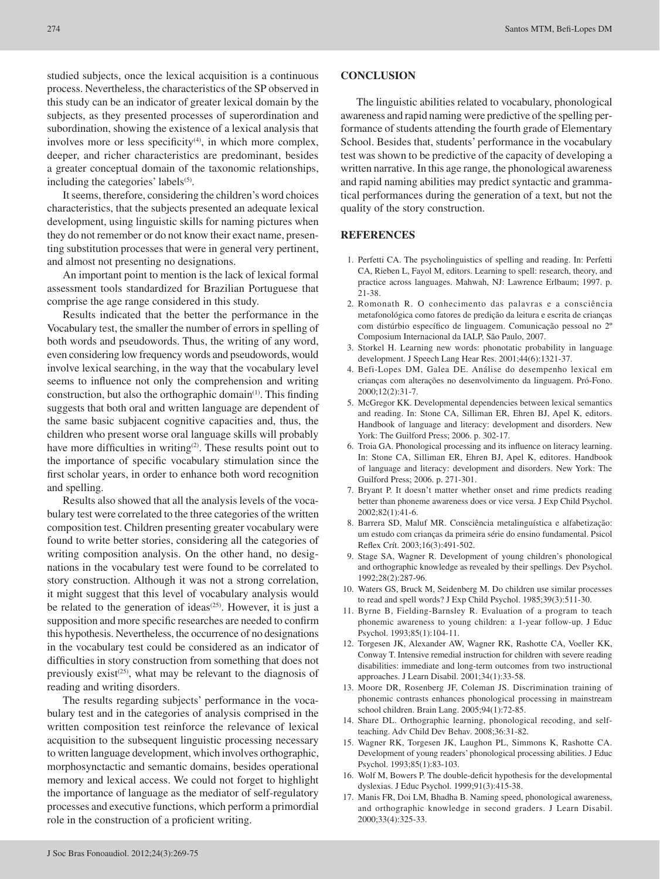studied subjects, once the lexical acquisition is a continuous process. Nevertheless, the characteristics of the SP observed in this study can be an indicator of greater lexical domain by the subjects, as they presented processes of superordination and subordination, showing the existence of a lexical analysis that involves more or less specificity[4], in which more complex, deeper, and richer characteristics are predominant, besides a greater conceptual domain of the taxonomic relationships, including the categories' labels[5].

It seems, therefore, considering the children's word choices characteristics, that the subjects presented an adequate lexical development, using linguistic skills for naming pictures when they do not remember or do not know their exact name, presenting substitution processes that were in general very pertinent, and almost not presenting no designations.

An important point to mention is the lack of lexical formal assessment tools standardized for Brazilian Portuguese that comprise the age range considered in this study.

Results indicated that the better the performance in the Vocabulary test, the smaller the number of errors in spelling of both words and pseudowords. Thus, the writing of any word, even considering low frequency words and pseudowords, would involve lexical searching, in the way that the vocabulary level seems to influence not only the comprehension and writing construction, but also the orthographic domain[1]. This finding suggests that both oral and written language are dependent of the same basic subjacent cognitive capacities and, thus, the children who present worse oral language skills will probably have more difficulties in writing[2]. These results point out to the importance of specific vocabulary stimulation since the first scholar years, in order to enhance both word recognition and spelling.

Results also showed that all the analysis levels of the vocabulary test were correlated to the three categories of the written composition test. Children presenting greater vocabulary were found to write better stories, considering all the categories of writing composition analysis. On the other hand, no designations in the vocabulary test were found to be correlated to story construction. Although it was not a strong correlation, it might suggest that this level of vocabulary analysis would be related to the generation of ideas[25]. However, it is just a supposition and more specific researches are needed to confirm this hypothesis. Nevertheless, the occurrence of no designations in the vocabulary test could be considered as an indicator of difficulties in story construction from something that does not previously exist[25], what may be relevant to the diagnosis of reading and writing disorders.

The results regarding subjects' performance in the vocabulary test and in the categories of analysis comprised in the written composition test reinforce the relevance of lexical acquisition to the subsequent linguistic processing necessary to written language development, which involves orthographic, morphosynctactic and semantic domains, besides operational memory and lexical access. We could not forget to highlight the importance of language as the mediator of self-regulatory processes and executive functions, which perform a primordial role in the construction of a proficient writing.

## CONCLUSION

The linguistic abilities related to vocabulary, phonological awareness and rapid naming were predictive of the spelling performance of students attending the fourth grade of Elementary School. Besides that, students' performance in the vocabulary test was shown to be predictive of the capacity of developing a written narrative. In this age range, the phonological awareness and rapid naming abilities may predict syntactic and grammatical performances during the generation of a text, but not the quality of the story construction.

## REFERENCES

1. Perfetti CA. The psycholinguistics of spelling and reading. In: Perfetti CA, Rieben L, Fayol M, editors. Learning to spell: research, theory, and practice across languages. Mahwah, NJ: Lawrence Erlbaum; 1997. p. 21-38.
2. Romonath R. O conhecimento das palavras e a consciência metafonológica como fatores de predição da leitura e escrita de crianças com distúrbio específico de linguagem. Comunicação pessoal no 2º Composium Internacional da IALP, São Paulo, 2007.
3. Storkel H. Learning new words: phonotatic probability in language development. J Speech Lang Hear Res. 2001;44(6):1321-37.
4. Befi-Lopes DM, Galea DE. Análise do desempenho lexical em crianças com alterações no desenvolvimento da linguagem. Pró-Fono. 2000;12(2):31-7.
5. McGregor KK. Developmental dependencies between lexical semantics and reading. In: Stone CA, Silliman ER, Ehren BJ, Apel K, editors. Handbook of language and literacy: development and disorders. New York: The Guilford Press; 2006. p. 302-17.
6. Troia GA. Phonological processing and its influence on literacy learning. In: Stone CA, Silliman ER, Ehren BJ, Apel K, editores. Handbook of language and literacy: development and disorders. New York: The Guilford Press; 2006. p. 271-301.
7. Bryant P. It doesn't matter whether onset and rime predicts reading better than phoneme awareness does or vice versa. J Exp Child Psychol. 2002;82(1):41-6.
8. Barrera SD, Maluf MR. Consciência metalinguística e alfabetização: um estudo com crianças da primeira série do ensino fundamental. Psicol Reflex Crít. 2003;16(3):491-502.
9. Stage SA, Wagner R. Development of young children's phonological and orthographic knowledge as revealed by their spellings. Dev Psychol. 1992;28(2):287-96.
10. Waters GS, Bruck M, Seidenberg M. Do children use similar processes to read and spell words? J Exp Child Psychol. 1985;39(3):511-30.
11. Byrne B, Fielding-Barnsley R. Evaluation of a program to teach phonemic awareness to young children: a 1-year follow-up. J Educ Psychol. 1993;85(1):104-11.
12. Torgesen JK, Alexander AW, Wagner RK, Rashotte CA, Voeller KK, Conway T. Intensive remedial instruction for children with severe reading disabilities: immediate and long-term outcomes from two instructional approaches. J Learn Disabil. 2001;34(1):33-58.
13. Moore DR, Rosenberg JF, Coleman JS. Discrimination training of phonemic contrasts enhances phonological processing in mainstream school children. Brain Lang. 2005;94(1):72-85.
14. Share DL. Orthographic learning, phonological recoding, and self-teaching. Adv Child Dev Behav. 2008;36:31-82.
15. Wagner RK, Torgesen JK, Laughon PL, Simmons K, Rashotte CA. Development of young readers' phonological processing abilities. J Educ Psychol. 1993;85(1):83-103.
16. Wolf M, Bowers P. The double-deficit hypothesis for the developmental dyslexias. J Educ Psychol. 1999;91(3):415-38.
17. Manis FR, Doi LM, Bhadha B. Naming speed, phonological awareness, and orthographic knowledge in second graders. J Learn Disabil. 2000;33(4):325-33.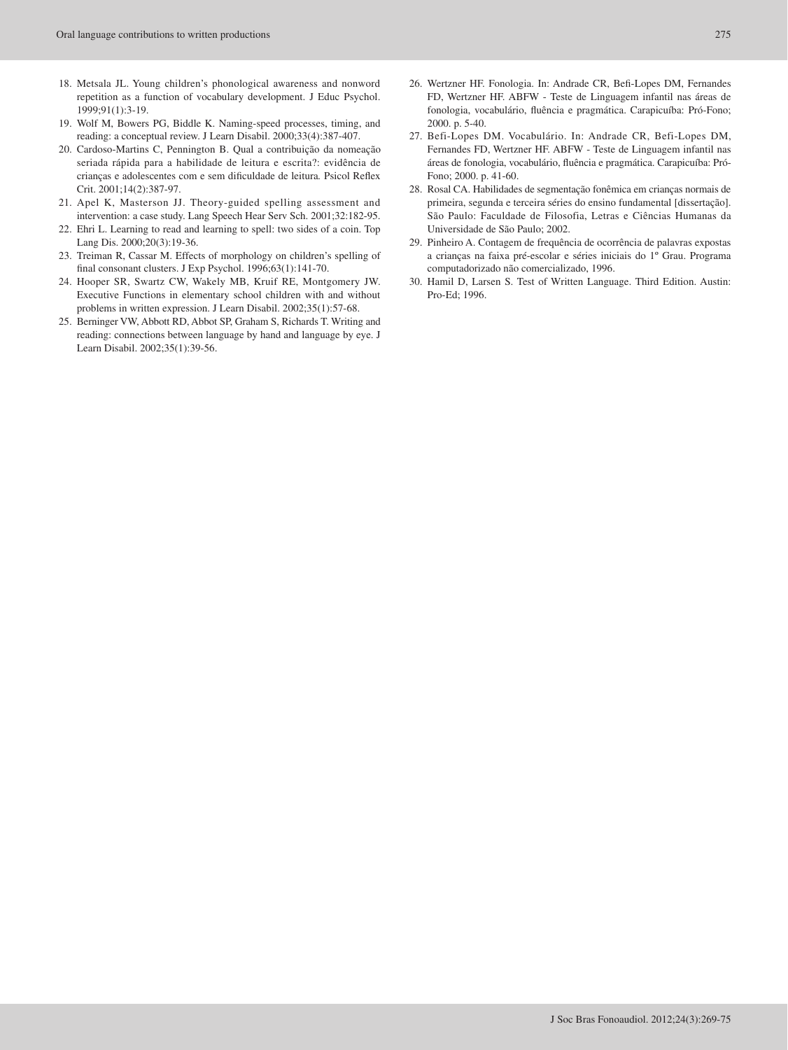18. Metsala JL. Young children's phonological awareness and nonword repetition as a function of vocabulary development. J Educ Psychol. 1999;91(1):3-19.
19. Wolf M, Bowers PG, Biddle K. Naming-speed processes, timing, and reading: a conceptual review. J Learn Disabil. 2000;33(4):387-407.
20. Cardoso-Martins C, Pennington B. Qual a contribuição da nomeação seriada rápida para a habilidade de leitura e escrita?: evidência de crianças e adolescentes com e sem dificuldade de leitura. Psicol Reflex Crit. 2001;14(2):387-97.
21. Apel K, Masterson JJ. Theory-guided spelling assessment and intervention: a case study. Lang Speech Hear Serv Sch. 2001;32:182-95.
22. Ehri L. Learning to read and learning to spell: two sides of a coin. Top Lang Dis. 2000;20(3):19-36.
23. Treiman R, Cassar M. Effects of morphology on children's spelling of final consonant clusters. J Exp Psychol. 1996;63(1):141-70.
24. Hooper SR, Swartz CW, Wakely MB, Kruif RE, Montgomery JW. Executive Functions in elementary school children with and without problems in written expression. J Learn Disabil. 2002;35(1):57-68.
25. Berninger VW, Abbott RD, Abbot SP, Graham S, Richards T. Writing and reading: connections between language by hand and language by eye. J Learn Disabil. 2002;35(1):39-56.
26. Wertzner HF. Fonologia. In: Andrade CR, Befi-Lopes DM, Fernandes FD, Wertzner HF. ABFW - Teste de Linguagem infantil nas áreas de fonologia, vocabulário, fluência e pragmática. Carapicuíba: Pró-Fono; 2000. p. 5-40.
27. Befi-Lopes DM. Vocabulário. In: Andrade CR, Befi-Lopes DM, Fernandes FD, Wertzner HF. ABFW - Teste de Linguagem infantil nas áreas de fonologia, vocabulário, fluência e pragmática. Carapicuíba: Pró-Fono; 2000. p. 41-60.
28. Rosal CA. Habilidades de segmentação fonêmica em crianças normais de primeira, segunda e terceira séries do ensino fundamental [dissertação]. São Paulo: Faculdade de Filosofia, Letras e Ciências Humanas da Universidade de São Paulo; 2002.
29. Pinheiro A. Contagem de frequência de ocorrência de palavras expostas a crianças na faixa pré-escolar e séries iniciais do 1º Grau. Programa computadorizado não comercializado, 1996.
30. Hamil D, Larsen S. Test of Written Language. Third Edition. Austin: Pro-Ed; 1996.